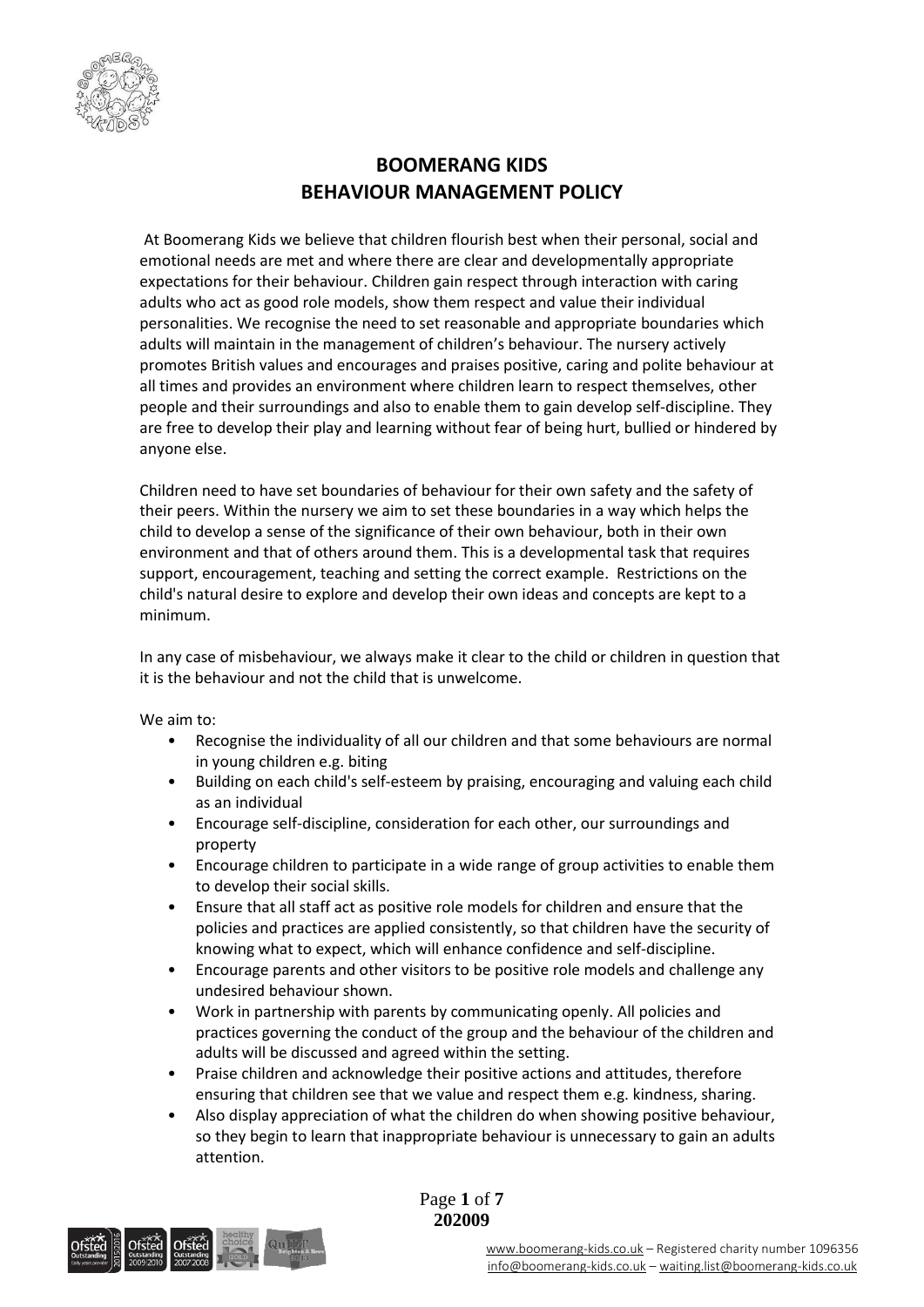# BOOMERANG KIDS
# BEHAVIOUR MANAGEMENT POLICY

At Boomerang Kids we believe that children flourish best when their personal, social and emotional needs are met and where there are clear and developmentally appropriate expectations for their behaviour. Children gain respect through interaction with caring adults who act as good role models, show them respect and value their individual personalities. We recognise the need to set reasonable and appropriate boundaries which adults will maintain in the management of children's behaviour. The nursery actively promotes British values and encourages and praises positive, caring and polite behaviour at all times and provides an environment where children learn to respect themselves, other people and their surroundings and also to enable them to gain develop self-discipline. They are free to develop their play and learning without fear of being hurt, bullied or hindered by anyone else.

Children need to have set boundaries of behaviour for their own safety and the safety of their peers. Within the nursery we aim to set these boundaries in a way which helps the child to develop a sense of the significance of their own behaviour, both in their own environment and that of others around them. This is a developmental task that requires support, encouragement, teaching and setting the correct example. Restrictions on the child's natural desire to explore and develop their own ideas and concepts are kept to a minimum.

In any case of misbehaviour, we always make it clear to the child or children in question that it is the behaviour and not the child that is unwelcome.

We aim to:

- Recognise the individuality of all our children and that some behaviours are normal in young children e.g. biting
- Building on each child's self-esteem by praising, encouraging and valuing each child as an individual
- Encourage self-discipline, consideration for each other, our surroundings and property
- Encourage children to participate in a wide range of group activities to enable them to develop their social skills.
- Ensure that all staff act as positive role models for children and ensure that the policies and practices are applied consistently, so that children have the security of knowing what to expect, which will enhance confidence and self-discipline.
- Encourage parents and other visitors to be positive role models and challenge any undesired behaviour shown.
- Work in partnership with parents by communicating openly. All policies and practices governing the conduct of the group and the behaviour of the children and adults will be discussed and agreed within the setting.
- Praise children and acknowledge their positive actions and attitudes, therefore ensuring that children see that we value and respect them e.g. kindness, sharing.
- Also display appreciation of what the children do when showing positive behaviour, so they begin to learn that inappropriate behaviour is unnecessary to gain an adults attention.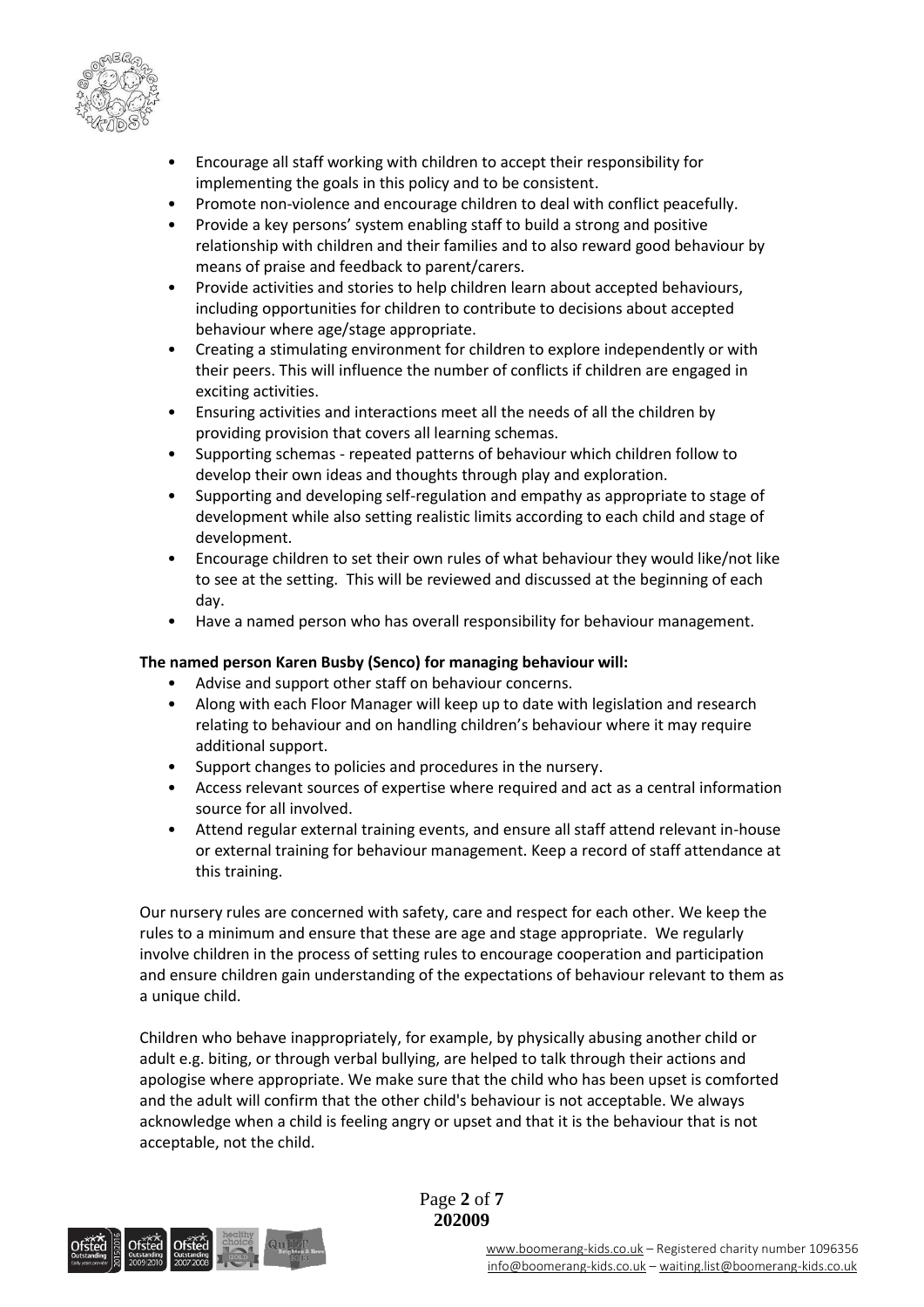- Encourage all staff working with children to accept their responsibility for implementing the goals in this policy and to be consistent.
- Promote non-violence and encourage children to deal with conflict peacefully.
- Provide a key persons' system enabling staff to build a strong and positive relationship with children and their families and to also reward good behaviour by means of praise and feedback to parent/carers.
- Provide activities and stories to help children learn about accepted behaviours, including opportunities for children to contribute to decisions about accepted behaviour where age/stage appropriate.
- Creating a stimulating environment for children to explore independently or with their peers. This will influence the number of conflicts if children are engaged in exciting activities.
- Ensuring activities and interactions meet all the needs of all the children by providing provision that covers all learning schemas.
- Supporting schemas - repeated patterns of behaviour which children follow to develop their own ideas and thoughts through play and exploration.
- Supporting and developing self-regulation and empathy as appropriate to stage of development while also setting realistic limits according to each child and stage of development.
- Encourage children to set their own rules of what behaviour they would like/not like to see at the setting. This will be reviewed and discussed at the beginning of each day.
- Have a named person who has overall responsibility for behaviour management.

**The named person Karen Busby (Senco) for managing behaviour will:**

- Advise and support other staff on behaviour concerns.
- Along with each Floor Manager will keep up to date with legislation and research relating to behaviour and on handling children's behaviour where it may require additional support.
- Support changes to policies and procedures in the nursery.
- Access relevant sources of expertise where required and act as a central information source for all involved.
- Attend regular external training events, and ensure all staff attend relevant in-house or external training for behaviour management. Keep a record of staff attendance at this training.

Our nursery rules are concerned with safety, care and respect for each other. We keep the rules to a minimum and ensure that these are age and stage appropriate. We regularly involve children in the process of setting rules to encourage cooperation and participation and ensure children gain understanding of the expectations of behaviour relevant to them as a unique child.

Children who behave inappropriately, for example, by physically abusing another child or adult e.g. biting, or through verbal bullying, are helped to talk through their actions and apologise where appropriate. We make sure that the child who has been upset is comforted and the adult will confirm that the other child's behaviour is not acceptable. We always acknowledge when a child is feeling angry or upset and that it is the behaviour that is not acceptable, not the child.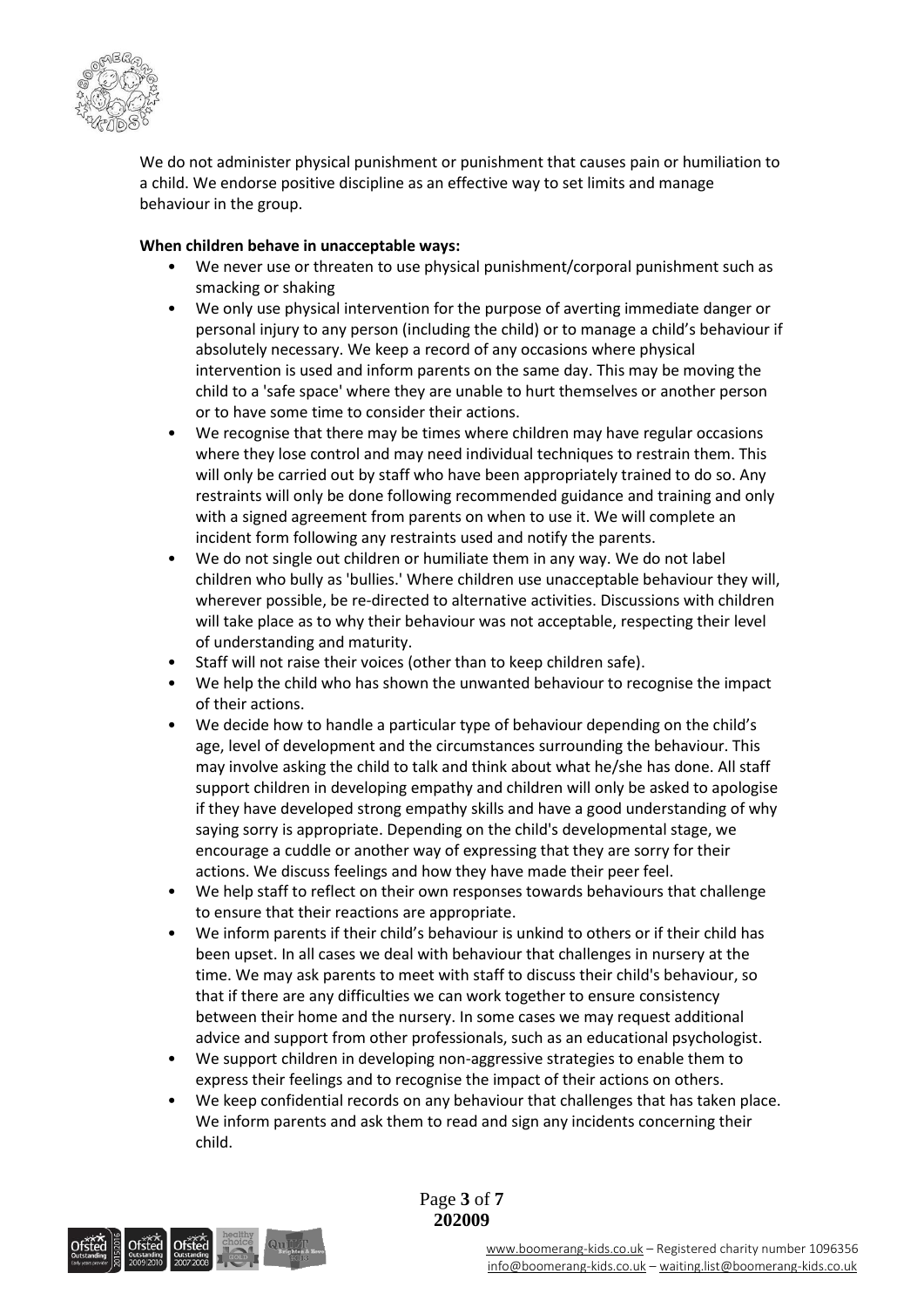We do not administer physical punishment or punishment that causes pain or humiliation to a child. We endorse positive discipline as an effective way to set limits and manage behaviour in the group.

**When children behave in unacceptable ways:**

- We never use or threaten to use physical punishment/corporal punishment such as smacking or shaking
- We only use physical intervention for the purpose of averting immediate danger or personal injury to any person (including the child) or to manage a child's behaviour if absolutely necessary. We keep a record of any occasions where physical intervention is used and inform parents on the same day. This may be moving the child to a 'safe space' where they are unable to hurt themselves or another person or to have some time to consider their actions.
- We recognise that there may be times where children may have regular occasions where they lose control and may need individual techniques to restrain them. This will only be carried out by staff who have been appropriately trained to do so. Any restraints will only be done following recommended guidance and training and only with a signed agreement from parents on when to use it. We will complete an incident form following any restraints used and notify the parents.
- We do not single out children or humiliate them in any way. We do not label children who bully as 'bullies.' Where children use unacceptable behaviour they will, wherever possible, be re-directed to alternative activities. Discussions with children will take place as to why their behaviour was not acceptable, respecting their level of understanding and maturity.
- Staff will not raise their voices (other than to keep children safe).
- We help the child who has shown the unwanted behaviour to recognise the impact of their actions.
- We decide how to handle a particular type of behaviour depending on the child's age, level of development and the circumstances surrounding the behaviour. This may involve asking the child to talk and think about what he/she has done. All staff support children in developing empathy and children will only be asked to apologise if they have developed strong empathy skills and have a good understanding of why saying sorry is appropriate. Depending on the child's developmental stage, we encourage a cuddle or another way of expressing that they are sorry for their actions. We discuss feelings and how they have made their peer feel.
- We help staff to reflect on their own responses towards behaviours that challenge to ensure that their reactions are appropriate.
- We inform parents if their child's behaviour is unkind to others or if their child has been upset. In all cases we deal with behaviour that challenges in nursery at the time. We may ask parents to meet with staff to discuss their child's behaviour, so that if there are any difficulties we can work together to ensure consistency between their home and the nursery. In some cases we may request additional advice and support from other professionals, such as an educational psychologist.
- We support children in developing non-aggressive strategies to enable them to express their feelings and to recognise the impact of their actions on others.
- We keep confidential records on any behaviour that challenges that has taken place. We inform parents and ask them to read and sign any incidents concerning their child.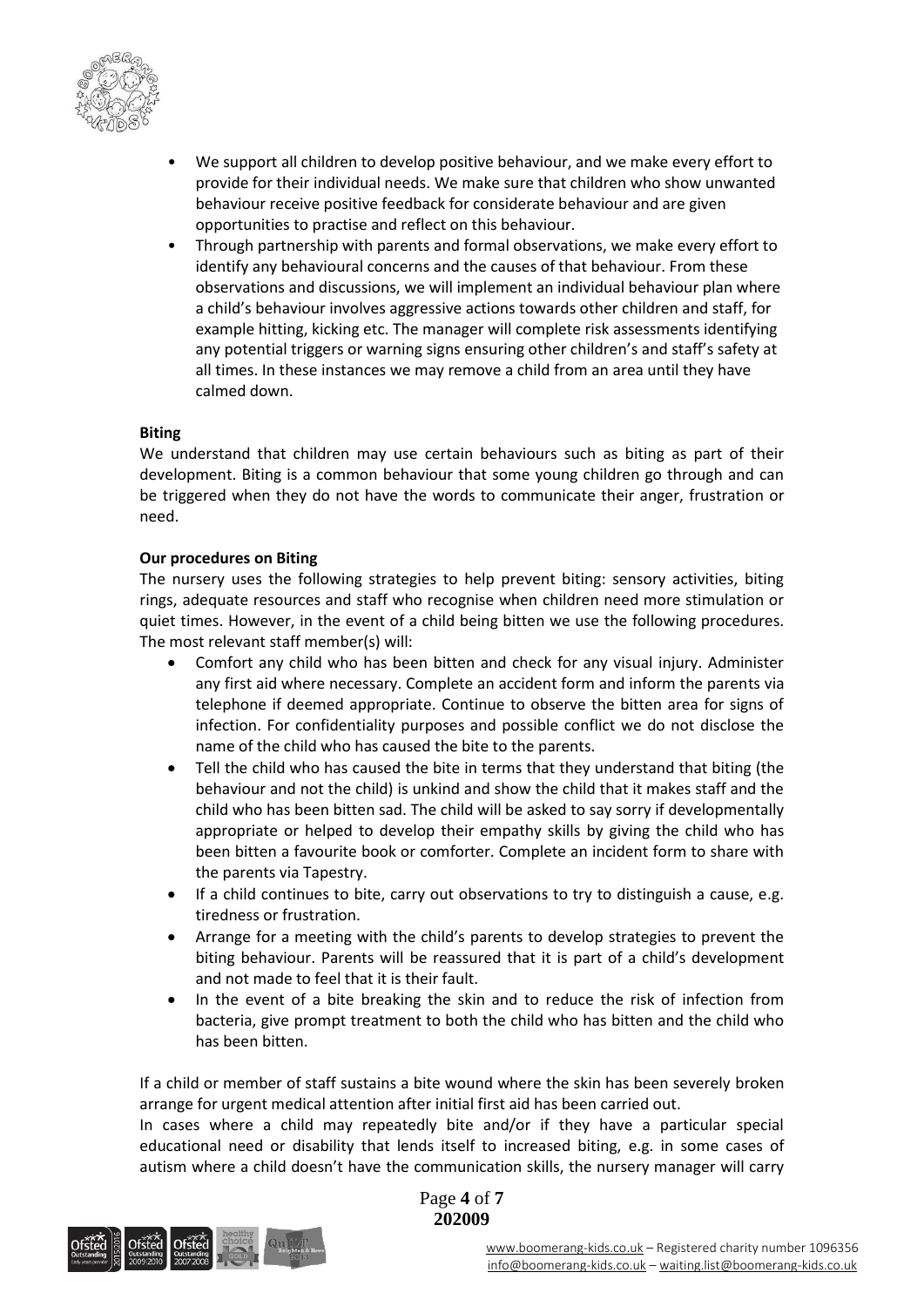- We support all children to develop positive behaviour, and we make every effort to provide for their individual needs. We make sure that children who show unwanted behaviour receive positive feedback for considerate behaviour and are given opportunities to practise and reflect on this behaviour.
- Through partnership with parents and formal observations, we make every effort to identify any behavioural concerns and the causes of that behaviour. From these observations and discussions, we will implement an individual behaviour plan where a child's behaviour involves aggressive actions towards other children and staff, for example hitting, kicking etc. The manager will complete risk assessments identifying any potential triggers or warning signs ensuring other children's and staff's safety at all times. In these instances we may remove a child from an area until they have calmed down.

**Biting**

We understand that children may use certain behaviours such as biting as part of their development. Biting is a common behaviour that some young children go through and can be triggered when they do not have the words to communicate their anger, frustration or need.

**Our procedures on Biting**

The nursery uses the following strategies to help prevent biting: sensory activities, biting rings, adequate resources and staff who recognise when children need more stimulation or quiet times. However, in the event of a child being bitten we use the following procedures. The most relevant staff member(s) will:

- Comfort any child who has been bitten and check for any visual injury. Administer any first aid where necessary. Complete an accident form and inform the parents via telephone if deemed appropriate. Continue to observe the bitten area for signs of infection. For confidentiality purposes and possible conflict we do not disclose the name of the child who has caused the bite to the parents.
- Tell the child who has caused the bite in terms that they understand that biting (the behaviour and not the child) is unkind and show the child that it makes staff and the child who has been bitten sad. The child will be asked to say sorry if developmentally appropriate or helped to develop their empathy skills by giving the child who has been bitten a favourite book or comforter. Complete an incident form to share with the parents via Tapestry.
- If a child continues to bite, carry out observations to try to distinguish a cause, e.g. tiredness or frustration.
- Arrange for a meeting with the child's parents to develop strategies to prevent the biting behaviour. Parents will be reassured that it is part of a child's development and not made to feel that it is their fault.
- In the event of a bite breaking the skin and to reduce the risk of infection from bacteria, give prompt treatment to both the child who has bitten and the child who has been bitten.

If a child or member of staff sustains a bite wound where the skin has been severely broken arrange for urgent medical attention after initial first aid has been carried out.

In cases where a child may repeatedly bite and/or if they have a particular special educational need or disability that lends itself to increased biting, e.g. in some cases of autism where a child doesn't have the communication skills, the nursery manager will carry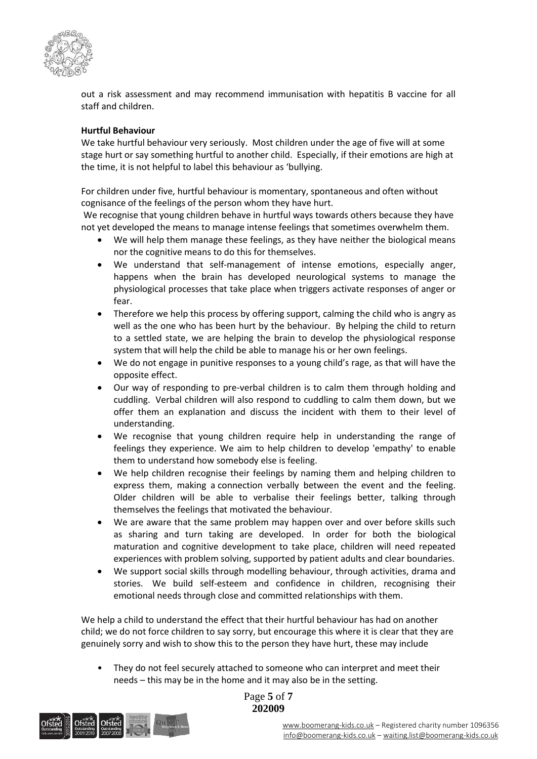out a risk assessment and may recommend immunisation with hepatitis B vaccine for all staff and children.

**Hurtful Behaviour**

We take hurtful behaviour very seriously. Most children under the age of five will at some stage hurt or say something hurtful to another child. Especially, if their emotions are high at the time, it is not helpful to label this behaviour as 'bullying.

For children under five, hurtful behaviour is momentary, spontaneous and often without cognisance of the feelings of the person whom they have hurt.

We recognise that young children behave in hurtful ways towards others because they have not yet developed the means to manage intense feelings that sometimes overwhelm them.

- We will help them manage these feelings, as they have neither the biological means nor the cognitive means to do this for themselves.
- We understand that self-management of intense emotions, especially anger, happens when the brain has developed neurological systems to manage the physiological processes that take place when triggers activate responses of anger or fear.
- Therefore we help this process by offering support, calming the child who is angry as well as the one who has been hurt by the behaviour. By helping the child to return to a settled state, we are helping the brain to develop the physiological response system that will help the child be able to manage his or her own feelings.
- We do not engage in punitive responses to a young child's rage, as that will have the opposite effect.
- Our way of responding to pre-verbal children is to calm them through holding and cuddling. Verbal children will also respond to cuddling to calm them down, but we offer them an explanation and discuss the incident with them to their level of understanding.
- We recognise that young children require help in understanding the range of feelings they experience. We aim to help children to develop 'empathy' to enable them to understand how somebody else is feeling.
- We help children recognise their feelings by naming them and helping children to express them, making a connection verbally between the event and the feeling. Older children will be able to verbalise their feelings better, talking through themselves the feelings that motivated the behaviour.
- We are aware that the same problem may happen over and over before skills such as sharing and turn taking are developed. In order for both the biological maturation and cognitive development to take place, children will need repeated experiences with problem solving, supported by patient adults and clear boundaries.
- We support social skills through modelling behaviour, through activities, drama and stories. We build self-esteem and confidence in children, recognising their emotional needs through close and committed relationships with them.

We help a child to understand the effect that their hurtful behaviour has had on another child; we do not force children to say sorry, but encourage this where it is clear that they are genuinely sorry and wish to show this to the person they have hurt, these may include

- They do not feel securely attached to someone who can interpret and meet their needs – this may be in the home and it may also be in the setting.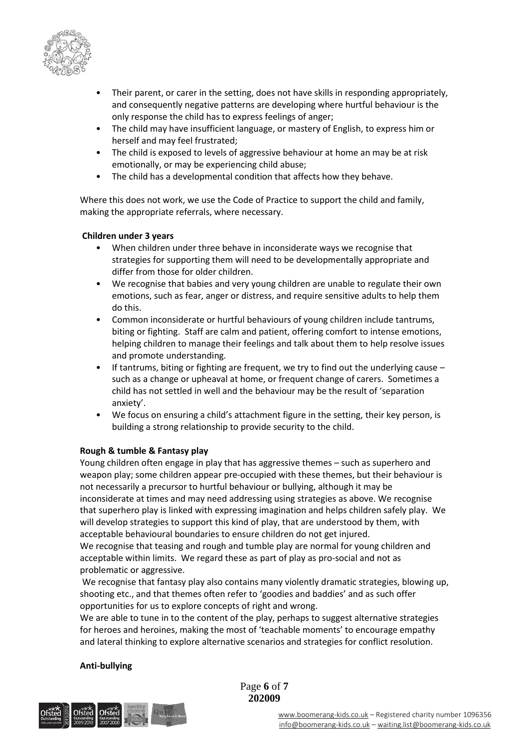- Their parent, or carer in the setting, does not have skills in responding appropriately, and consequently negative patterns are developing where hurtful behaviour is the only response the child has to express feelings of anger;
- The child may have insufficient language, or mastery of English, to express him or herself and may feel frustrated;
- The child is exposed to levels of aggressive behaviour at home an may be at risk emotionally, or may be experiencing child abuse;
- The child has a developmental condition that affects how they behave.

Where this does not work, we use the Code of Practice to support the child and family, making the appropriate referrals, where necessary.

**Children under 3 years**

- When children under three behave in inconsiderate ways we recognise that strategies for supporting them will need to be developmentally appropriate and differ from those for older children.
- We recognise that babies and very young children are unable to regulate their own emotions, such as fear, anger or distress, and require sensitive adults to help them do this.
- Common inconsiderate or hurtful behaviours of young children include tantrums, biting or fighting. Staff are calm and patient, offering comfort to intense emotions, helping children to manage their feelings and talk about them to help resolve issues and promote understanding.
- If tantrums, biting or fighting are frequent, we try to find out the underlying cause – such as a change or upheaval at home, or frequent change of carers. Sometimes a child has not settled in well and the behaviour may be the result of 'separation anxiety'.
- We focus on ensuring a child's attachment figure in the setting, their key person, is building a strong relationship to provide security to the child.

**Rough & tumble & Fantasy play**

Young children often engage in play that has aggressive themes – such as superhero and weapon play; some children appear pre-occupied with these themes, but their behaviour is not necessarily a precursor to hurtful behaviour or bullying, although it may be inconsiderate at times and may need addressing using strategies as above. We recognise that superhero play is linked with expressing imagination and helps children safely play. We will develop strategies to support this kind of play, that are understood by them, with acceptable behavioural boundaries to ensure children do not get injured.
We recognise that teasing and rough and tumble play are normal for young children and acceptable within limits. We regard these as part of play as pro-social and not as problematic or aggressive.
We recognise that fantasy play also contains many violently dramatic strategies, blowing up, shooting etc., and that themes often refer to 'goodies and baddies' and as such offer opportunities for us to explore concepts of right and wrong.
We are able to tune in to the content of the play, perhaps to suggest alternative strategies for heroes and heroines, making the most of 'teachable moments' to encourage empathy and lateral thinking to explore alternative scenarios and strategies for conflict resolution.

**Anti-bullying**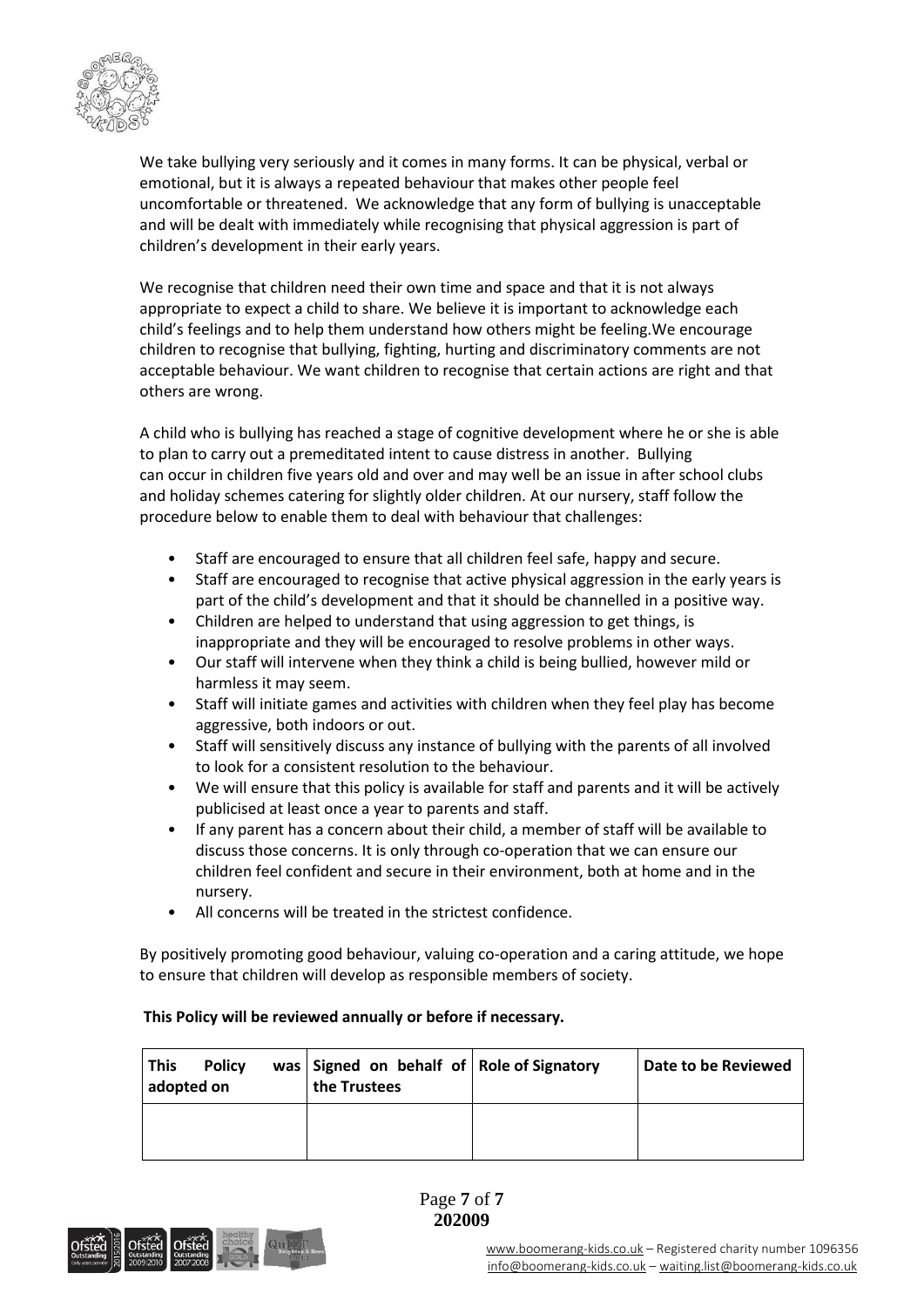We take bullying very seriously and it comes in many forms. It can be physical, verbal or emotional, but it is always a repeated behaviour that makes other people feel uncomfortable or threatened. We acknowledge that any form of bullying is unacceptable and will be dealt with immediately while recognising that physical aggression is part of children's development in their early years.

We recognise that children need their own time and space and that it is not always appropriate to expect a child to share. We believe it is important to acknowledge each child's feelings and to help them understand how others might be feeling.We encourage children to recognise that bullying, fighting, hurting and discriminatory comments are not acceptable behaviour. We want children to recognise that certain actions are right and that others are wrong.

A child who is bullying has reached a stage of cognitive development where he or she is able to plan to carry out a premeditated intent to cause distress in another. Bullying can occur in children five years old and over and may well be an issue in after school clubs and holiday schemes catering for slightly older children. At our nursery, staff follow the procedure below to enable them to deal with behaviour that challenges:

- Staff are encouraged to ensure that all children feel safe, happy and secure.
- Staff are encouraged to recognise that active physical aggression in the early years is part of the child's development and that it should be channelled in a positive way.
- Children are helped to understand that using aggression to get things, is inappropriate and they will be encouraged to resolve problems in other ways.
- Our staff will intervene when they think a child is being bullied, however mild or harmless it may seem.
- Staff will initiate games and activities with children when they feel play has become aggressive, both indoors or out.
- Staff will sensitively discuss any instance of bullying with the parents of all involved to look for a consistent resolution to the behaviour.
- We will ensure that this policy is available for staff and parents and it will be actively publicised at least once a year to parents and staff.
- If any parent has a concern about their child, a member of staff will be available to discuss those concerns. It is only through co-operation that we can ensure our children feel confident and secure in their environment, both at home and in the nursery.
- All concerns will be treated in the strictest confidence.

By positively promoting good behaviour, valuing co-operation and a caring attitude, we hope to ensure that children will develop as responsible members of society.

**This Policy will be reviewed annually or before if necessary.**

| This Policy was adopted on | Signed on behalf of the Trustees | Role of Signatory | Date to be Reviewed |
|---|---|---|---|
| | | | |

202009

www.boomerang-kids.co.uk – Registered charity number 1096356
info@boomerang-kids.co.uk – waiting.list@boomerang-kids.co.uk